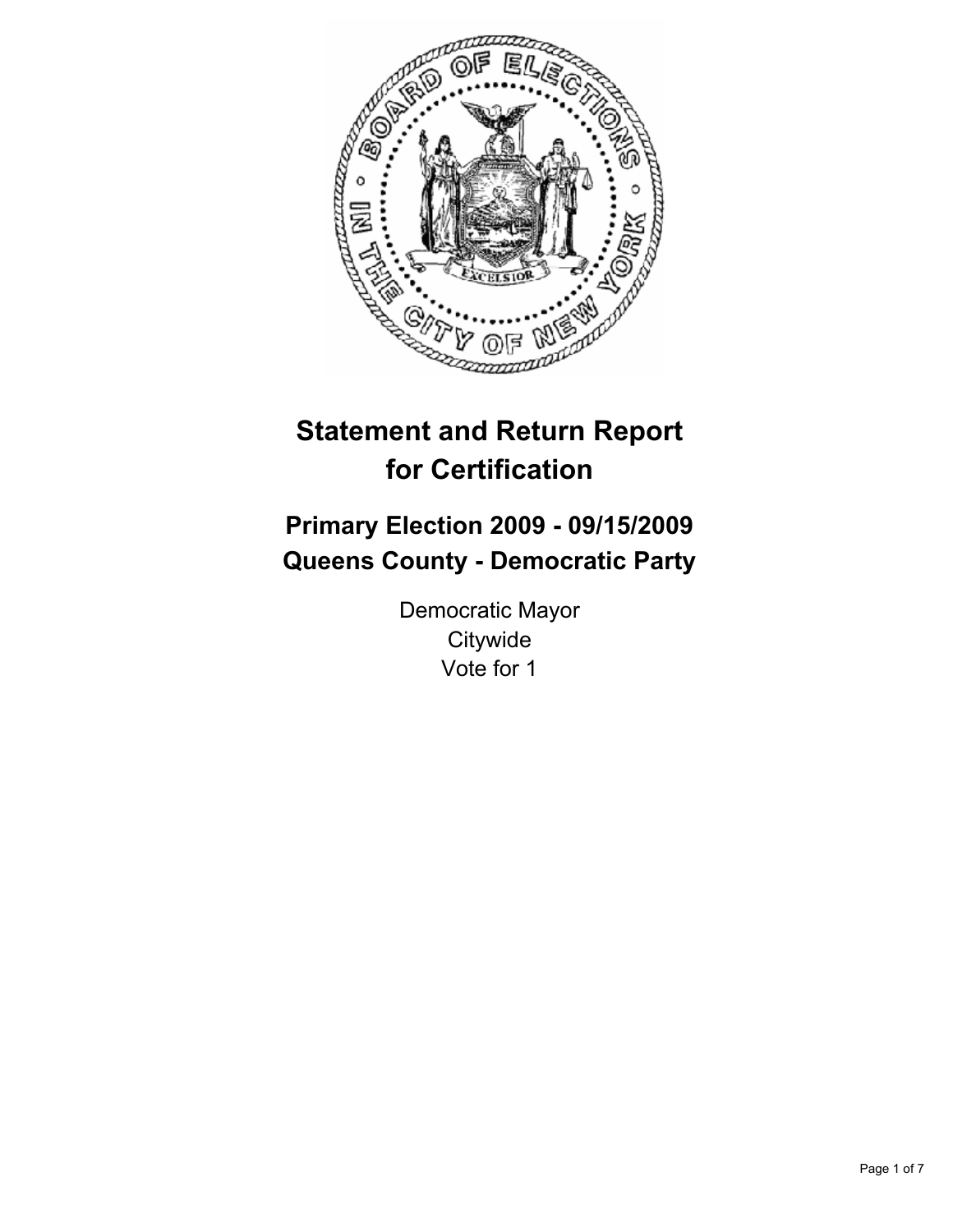# Statement and Return Report for Certification

## Primary Election 2009 - 09/15/2009
## Queens County - Democratic Party

Democratic Mayor
Citywide
Vote for 1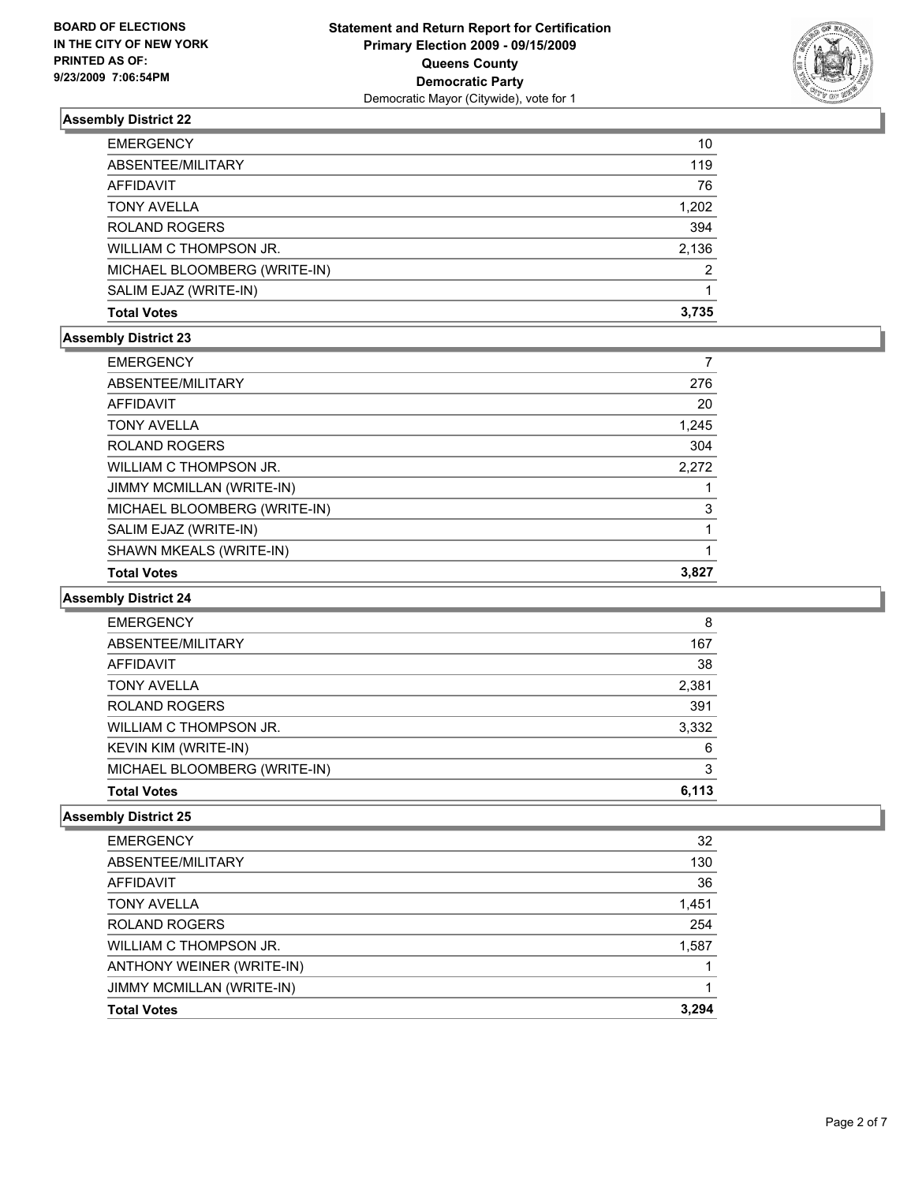BOARD OF ELECTIONS
IN THE CITY OF NEW YORK
PRINTED AS OF:
9/23/2009 7:06:54PM

**Statement and Return Report for Certification**
**Primary Election 2009 - 09/15/2009**
**Queens County**
**Democratic Party**
Democratic Mayor (Citywide), vote for 1

### Assembly District 22

| | |
|---|---|
| EMERGENCY | 10 |
| ABSENTEE/MILITARY | 119 |
| AFFIDAVIT | 76 |
| TONY AVELLA | 1,202 |
| ROLAND ROGERS | 394 |
| WILLIAM C THOMPSON JR. | 2,136 |
| MICHAEL BLOOMBERG (WRITE-IN) | 2 |
| SALIM EJAZ (WRITE-IN) | 1 |
| **Total Votes** | **3,735** |

### Assembly District 23

| | |
|---|---|
| EMERGENCY | 7 |
| ABSENTEE/MILITARY | 276 |
| AFFIDAVIT | 20 |
| TONY AVELLA | 1,245 |
| ROLAND ROGERS | 304 |
| WILLIAM C THOMPSON JR. | 2,272 |
| JIMMY MCMILLAN (WRITE-IN) | 1 |
| MICHAEL BLOOMBERG (WRITE-IN) | 3 |
| SALIM EJAZ (WRITE-IN) | 1 |
| SHAWN MKEALS (WRITE-IN) | 1 |
| **Total Votes** | **3,827** |

### Assembly District 24

| | |
|---|---|
| EMERGENCY | 8 |
| ABSENTEE/MILITARY | 167 |
| AFFIDAVIT | 38 |
| TONY AVELLA | 2,381 |
| ROLAND ROGERS | 391 |
| WILLIAM C THOMPSON JR. | 3,332 |
| KEVIN KIM (WRITE-IN) | 6 |
| MICHAEL BLOOMBERG (WRITE-IN) | 3 |
| **Total Votes** | **6,113** |

### Assembly District 25

| | |
|---|---|
| EMERGENCY | 32 |
| ABSENTEE/MILITARY | 130 |
| AFFIDAVIT | 36 |
| TONY AVELLA | 1,451 |
| ROLAND ROGERS | 254 |
| WILLIAM C THOMPSON JR. | 1,587 |
| ANTHONY WEINER (WRITE-IN) | 1 |
| JIMMY MCMILLAN (WRITE-IN) | 1 |
| **Total Votes** | **3,294** |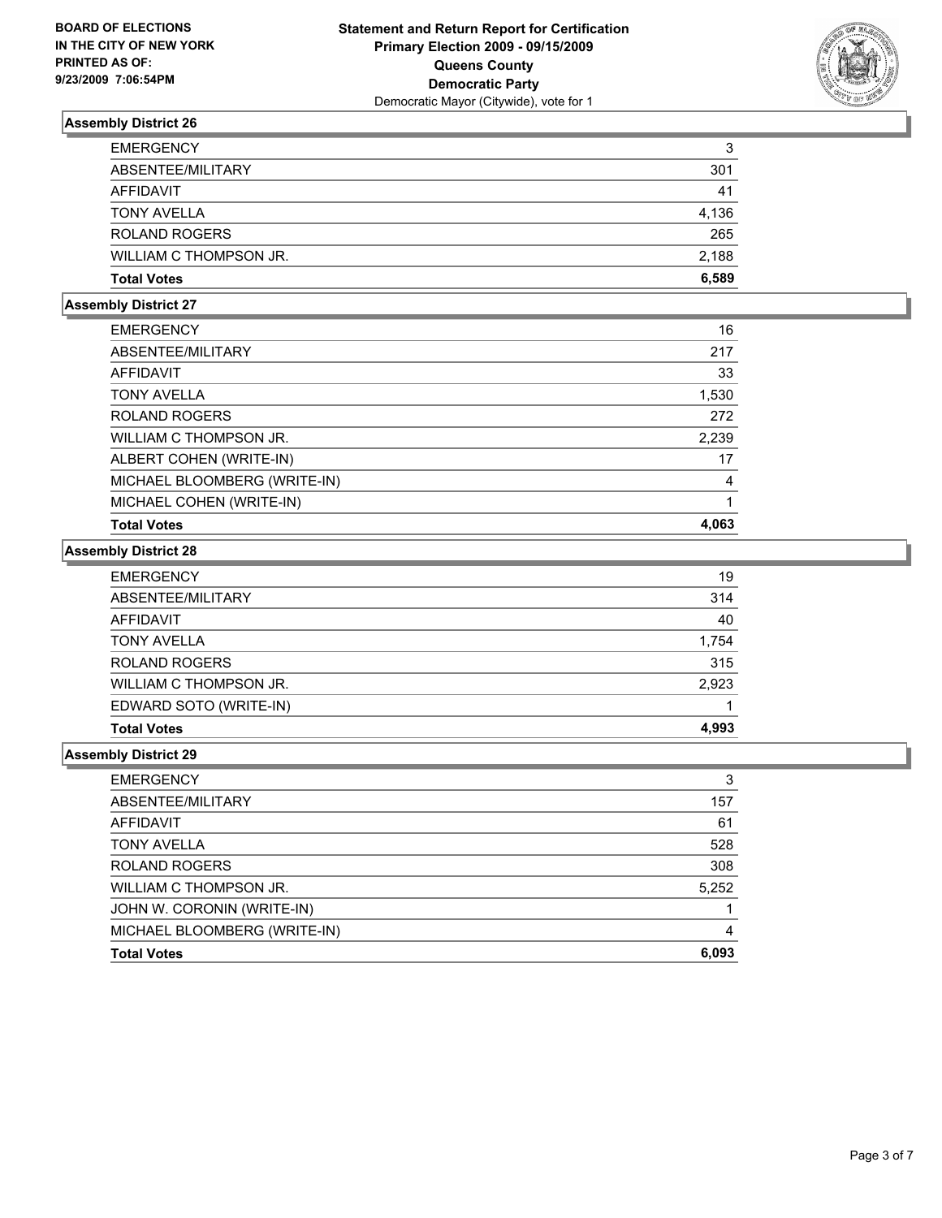**BOARD OF ELECTIONS IN THE CITY OF NEW YORK PRINTED AS OF: 9/23/2009 7:06:54PM**

**Statement and Return Report for Certification**
**Primary Election 2009 - 09/15/2009**
**Queens County**
**Democratic Party**
Democratic Mayor (Citywide), vote for 1

### Assembly District 26

| | |
|---|---|
| EMERGENCY | 3 |
| ABSENTEE/MILITARY | 301 |
| AFFIDAVIT | 41 |
| TONY AVELLA | 4,136 |
| ROLAND ROGERS | 265 |
| WILLIAM C THOMPSON JR. | 2,188 |
| **Total Votes** | **6,589** |

### Assembly District 27

| | |
|---|---|
| EMERGENCY | 16 |
| ABSENTEE/MILITARY | 217 |
| AFFIDAVIT | 33 |
| TONY AVELLA | 1,530 |
| ROLAND ROGERS | 272 |
| WILLIAM C THOMPSON JR. | 2,239 |
| ALBERT COHEN (WRITE-IN) | 17 |
| MICHAEL BLOOMBERG (WRITE-IN) | 4 |
| MICHAEL COHEN (WRITE-IN) | 1 |
| **Total Votes** | **4,063** |

### Assembly District 28

| | |
|---|---|
| EMERGENCY | 19 |
| ABSENTEE/MILITARY | 314 |
| AFFIDAVIT | 40 |
| TONY AVELLA | 1,754 |
| ROLAND ROGERS | 315 |
| WILLIAM C THOMPSON JR. | 2,923 |
| EDWARD SOTO (WRITE-IN) | 1 |
| **Total Votes** | **4,993** |

### Assembly District 29

| | |
|---|---|
| EMERGENCY | 3 |
| ABSENTEE/MILITARY | 157 |
| AFFIDAVIT | 61 |
| TONY AVELLA | 528 |
| ROLAND ROGERS | 308 |
| WILLIAM C THOMPSON JR. | 5,252 |
| JOHN W. CORONIN (WRITE-IN) | 1 |
| MICHAEL BLOOMBERG (WRITE-IN) | 4 |
| **Total Votes** | **6,093** |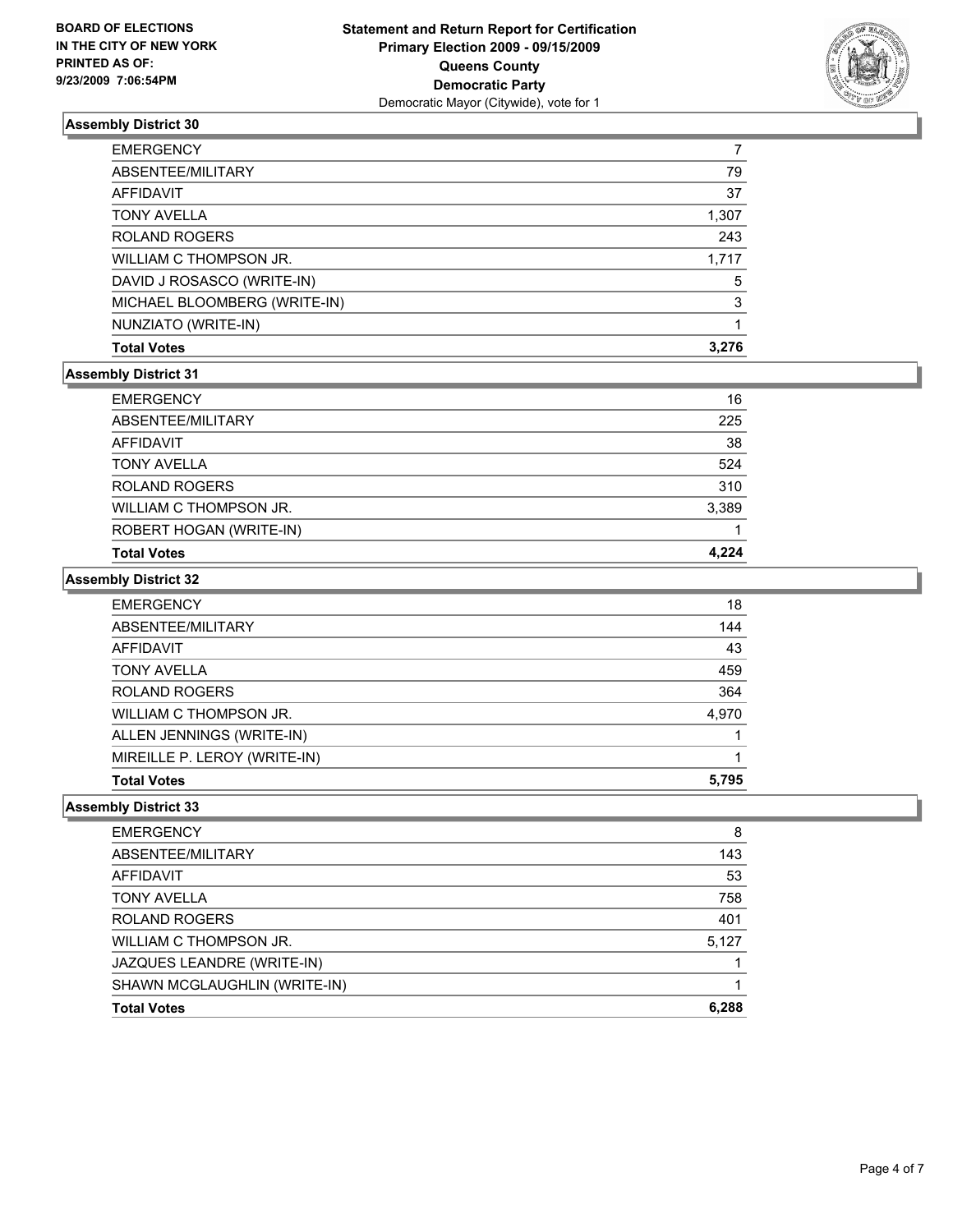**BOARD OF ELECTIONS**
**IN THE CITY OF NEW YORK**
**PRINTED AS OF:**
**9/23/2009 7:06:54PM**

**Statement and Return Report for Certification**
**Primary Election 2009 - 09/15/2009**
**Queens County**
**Democratic Party**
Democratic Mayor (Citywide), vote for 1

### Assembly District 30

| | |
|---|---|
| EMERGENCY | 7 |
| ABSENTEE/MILITARY | 79 |
| AFFIDAVIT | 37 |
| TONY AVELLA | 1,307 |
| ROLAND ROGERS | 243 |
| WILLIAM C THOMPSON JR. | 1,717 |
| DAVID J ROSASCO (WRITE-IN) | 5 |
| MICHAEL BLOOMBERG (WRITE-IN) | 3 |
| NUNZIATO (WRITE-IN) | 1 |
| **Total Votes** | **3,276** |

### Assembly District 31

| | |
|---|---|
| EMERGENCY | 16 |
| ABSENTEE/MILITARY | 225 |
| AFFIDAVIT | 38 |
| TONY AVELLA | 524 |
| ROLAND ROGERS | 310 |
| WILLIAM C THOMPSON JR. | 3,389 |
| ROBERT HOGAN (WRITE-IN) | 1 |
| **Total Votes** | **4,224** |

### Assembly District 32

| | |
|---|---|
| EMERGENCY | 18 |
| ABSENTEE/MILITARY | 144 |
| AFFIDAVIT | 43 |
| TONY AVELLA | 459 |
| ROLAND ROGERS | 364 |
| WILLIAM C THOMPSON JR. | 4,970 |
| ALLEN JENNINGS (WRITE-IN) | 1 |
| MIREILLE P. LEROY (WRITE-IN) | 1 |
| **Total Votes** | **5,795** |

### Assembly District 33

| | |
|---|---|
| EMERGENCY | 8 |
| ABSENTEE/MILITARY | 143 |
| AFFIDAVIT | 53 |
| TONY AVELLA | 758 |
| ROLAND ROGERS | 401 |
| WILLIAM C THOMPSON JR. | 5,127 |
| JAZQUES LEANDRE (WRITE-IN) | 1 |
| SHAWN MCGLAUGHLIN (WRITE-IN) | 1 |
| **Total Votes** | **6,288** |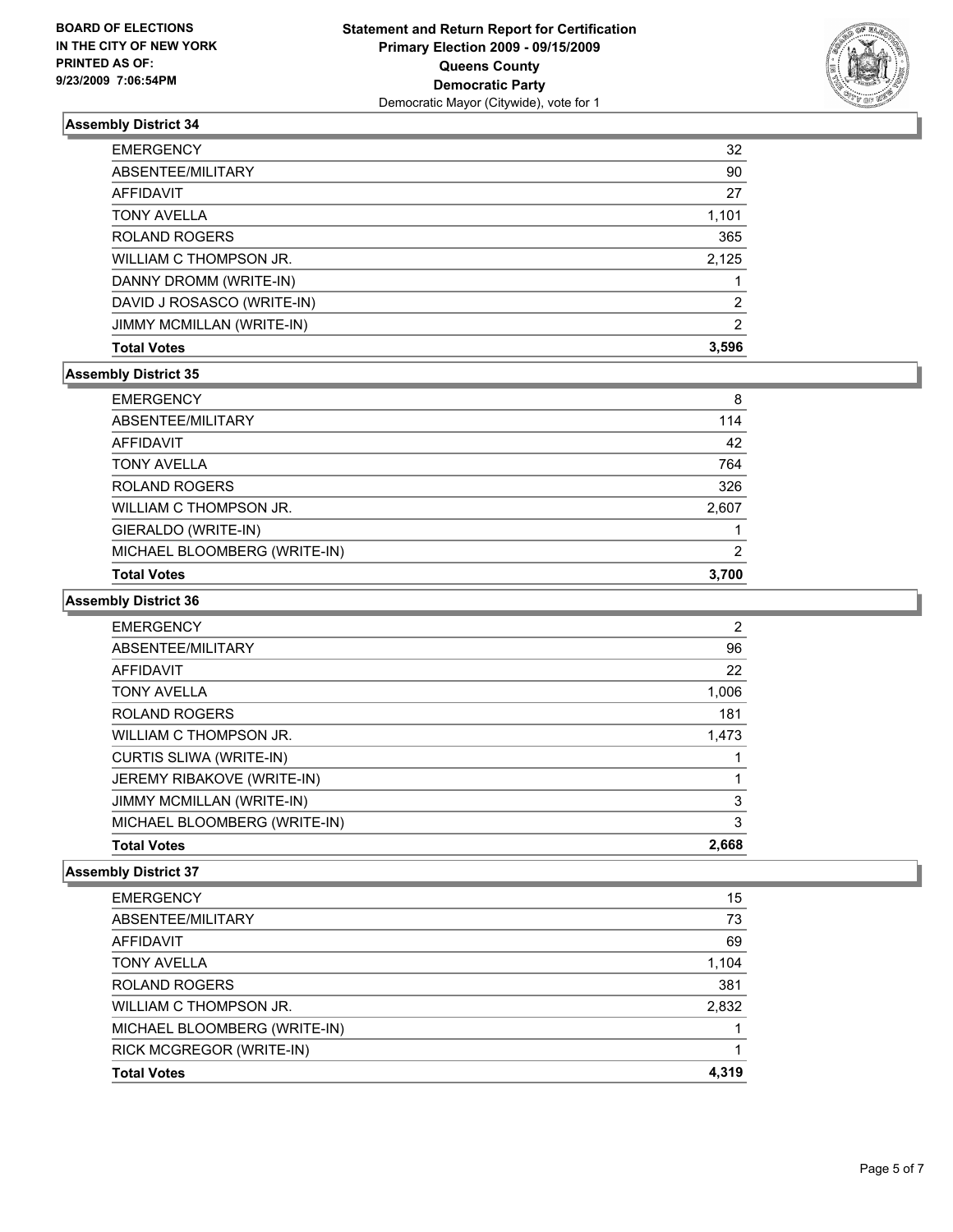### Assembly District 34

| | |
|---|---|
| EMERGENCY | 32 |
| ABSENTEE/MILITARY | 90 |
| AFFIDAVIT | 27 |
| TONY AVELLA | 1,101 |
| ROLAND ROGERS | 365 |
| WILLIAM C THOMPSON JR. | 2,125 |
| DANNY DROMM (WRITE-IN) | 1 |
| DAVID J ROSASCO (WRITE-IN) | 2 |
| JIMMY MCMILLAN (WRITE-IN) | 2 |
| **Total Votes** | **3,596** |

### Assembly District 35

| | |
|---|---|
| EMERGENCY | 8 |
| ABSENTEE/MILITARY | 114 |
| AFFIDAVIT | 42 |
| TONY AVELLA | 764 |
| ROLAND ROGERS | 326 |
| WILLIAM C THOMPSON JR. | 2,607 |
| GIERALDO (WRITE-IN) | 1 |
| MICHAEL BLOOMBERG (WRITE-IN) | 2 |
| **Total Votes** | **3,700** |

### Assembly District 36

| | |
|---|---|
| EMERGENCY | 2 |
| ABSENTEE/MILITARY | 96 |
| AFFIDAVIT | 22 |
| TONY AVELLA | 1,006 |
| ROLAND ROGERS | 181 |
| WILLIAM C THOMPSON JR. | 1,473 |
| CURTIS SLIWA (WRITE-IN) | 1 |
| JEREMY RIBAKOVE (WRITE-IN) | 1 |
| JIMMY MCMILLAN (WRITE-IN) | 3 |
| MICHAEL BLOOMBERG (WRITE-IN) | 3 |
| **Total Votes** | **2,668** |

### Assembly District 37

| | |
|---|---|
| EMERGENCY | 15 |
| ABSENTEE/MILITARY | 73 |
| AFFIDAVIT | 69 |
| TONY AVELLA | 1,104 |
| ROLAND ROGERS | 381 |
| WILLIAM C THOMPSON JR. | 2,832 |
| MICHAEL BLOOMBERG (WRITE-IN) | 1 |
| RICK MCGREGOR (WRITE-IN) | 1 |
| **Total Votes** | **4,319** |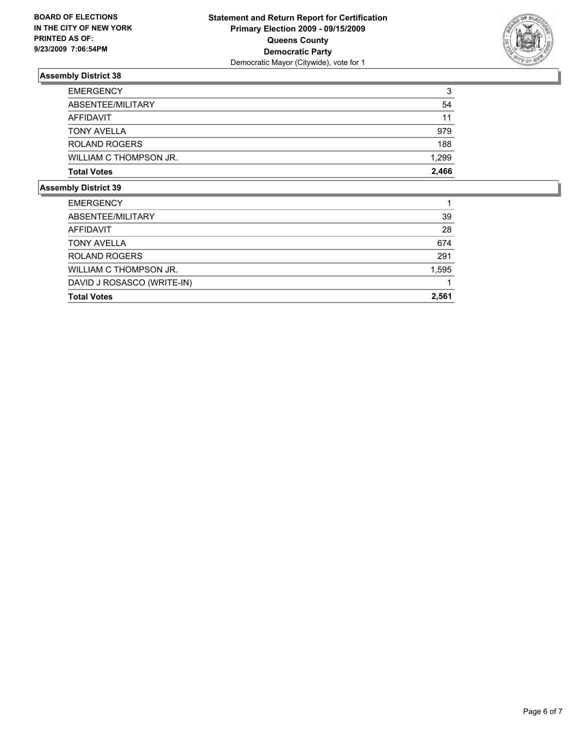**BOARD OF ELECTIONS**
**IN THE CITY OF NEW YORK**
**PRINTED AS OF:**
**9/23/2009 7:06:54PM**

**Statement and Return Report for Certification**
**Primary Election 2009 - 09/15/2009**
**Queens County**
**Democratic Party**
Democratic Mayor (Citywide), vote for 1

### Assembly District 38

| | |
|---|---|
| EMERGENCY | 3 |
| ABSENTEE/MILITARY | 54 |
| AFFIDAVIT | 11 |
| TONY AVELLA | 979 |
| ROLAND ROGERS | 188 |
| WILLIAM C THOMPSON JR. | 1,299 |
| **Total Votes** | **2,466** |

### Assembly District 39

| | |
|---|---|
| EMERGENCY | 1 |
| ABSENTEE/MILITARY | 39 |
| AFFIDAVIT | 28 |
| TONY AVELLA | 674 |
| ROLAND ROGERS | 291 |
| WILLIAM C THOMPSON JR. | 1,595 |
| DAVID J ROSASCO (WRITE-IN) | 1 |
| **Total Votes** | **2,561** |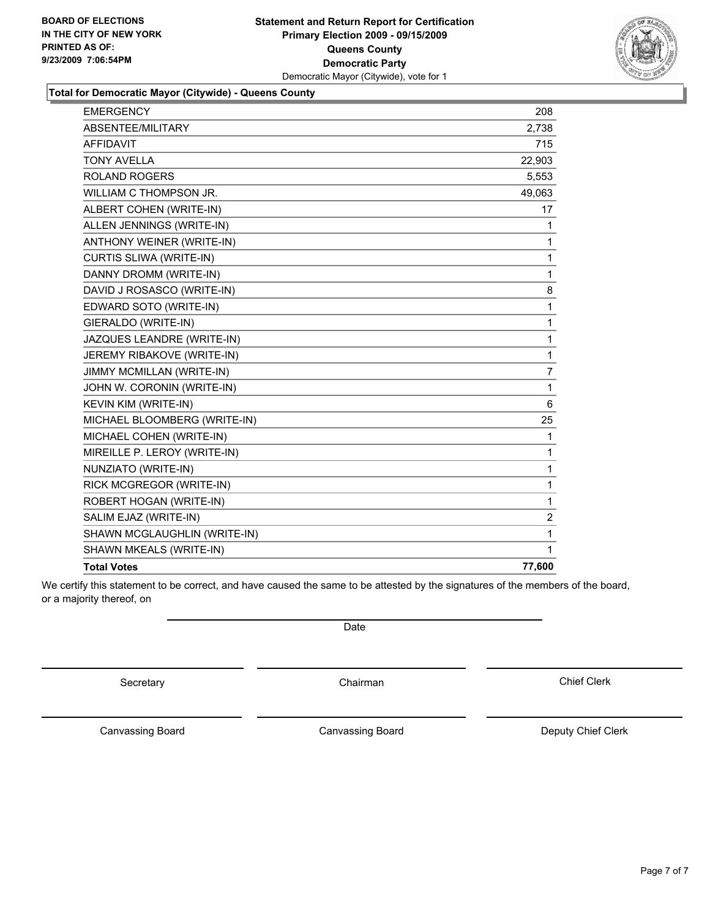**BOARD OF ELECTIONS**
**IN THE CITY OF NEW YORK**
**PRINTED AS OF:**
**9/23/2009 7:06:54PM**

**Statement and Return Report for Certification**
**Primary Election 2009 - 09/15/2009**
**Queens County**
**Democratic Party**
Democratic Mayor (Citywide), vote for 1

**Total for Democratic Mayor (Citywide) - Queens County**

| | |
|---|---|
| EMERGENCY | 208 |
| ABSENTEE/MILITARY | 2,738 |
| AFFIDAVIT | 715 |
| TONY AVELLA | 22,903 |
| ROLAND ROGERS | 5,553 |
| WILLIAM C THOMPSON JR. | 49,063 |
| ALBERT COHEN (WRITE-IN) | 17 |
| ALLEN JENNINGS (WRITE-IN) | 1 |
| ANTHONY WEINER (WRITE-IN) | 1 |
| CURTIS SLIWA (WRITE-IN) | 1 |
| DANNY DROMM (WRITE-IN) | 1 |
| DAVID J ROSASCO (WRITE-IN) | 8 |
| EDWARD SOTO (WRITE-IN) | 1 |
| GIERALDO (WRITE-IN) | 1 |
| JAZQUES LEANDRE (WRITE-IN) | 1 |
| JEREMY RIBAKOVE (WRITE-IN) | 1 |
| JIMMY MCMILLAN (WRITE-IN) | 7 |
| JOHN W. CORONIN (WRITE-IN) | 1 |
| KEVIN KIM (WRITE-IN) | 6 |
| MICHAEL BLOOMBERG (WRITE-IN) | 25 |
| MICHAEL COHEN (WRITE-IN) | 1 |
| MIREILLE P. LEROY (WRITE-IN) | 1 |
| NUNZIATO (WRITE-IN) | 1 |
| RICK MCGREGOR (WRITE-IN) | 1 |
| ROBERT HOGAN (WRITE-IN) | 1 |
| SALIM EJAZ (WRITE-IN) | 2 |
| SHAWN MCGLAUGHLIN (WRITE-IN) | 1 |
| SHAWN MKEALS (WRITE-IN) | 1 |
| **Total Votes** | **77,600** |

We certify this statement to be correct, and have caused the same to be attested by the signatures of the members of the board, or a majority thereof, on

Date

Secretary | Chairman | Chief Clerk

Canvassing Board | Canvassing Board | Deputy Chief Clerk